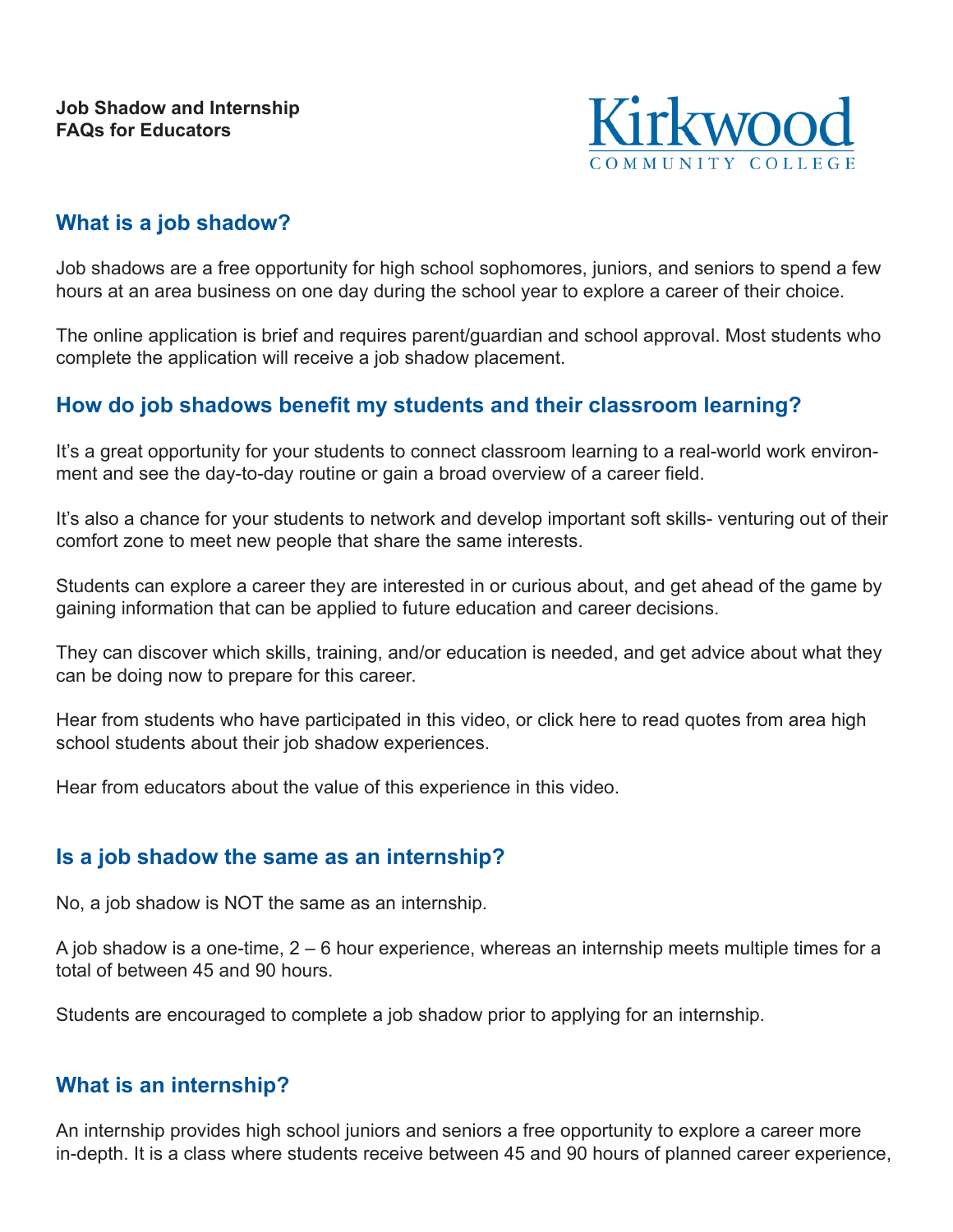**Job Shadow and Internship FAQs for Educators**

Kirkwood COMMUNITY COLLEGE

## What is a job shadow?

Job shadows are a free opportunity for high school sophomores, juniors, and seniors to spend a few hours at an area business on one day during the school year to explore a career of their choice.

The online application is brief and requires parent/guardian and school approval. Most students who complete the application will receive a job shadow placement.

## How do job shadows benefit my students and their classroom learning?

It's a great opportunity for your students to connect classroom learning to a real-world work environment and see the day-to-day routine or gain a broad overview of a career field.

It's also a chance for your students to network and develop important soft skills- venturing out of their comfort zone to meet new people that share the same interests.

Students can explore a career they are interested in or curious about, and get ahead of the game by gaining information that can be applied to future education and career decisions.

They can discover which skills, training, and/or education is needed, and get advice about what they can be doing now to prepare for this career.

Hear from students who have participated in this video, or click here to read quotes from area high school students about their job shadow experiences.

Hear from educators about the value of this experience in this video.

## Is a job shadow the same as an internship?

No, a job shadow is NOT the same as an internship.

A job shadow is a one-time, 2 – 6 hour experience, whereas an internship meets multiple times for a total of between 45 and 90 hours.

Students are encouraged to complete a job shadow prior to applying for an internship.

## What is an internship?

An internship provides high school juniors and seniors a free opportunity to explore a career more in-depth. It is a class where students receive between 45 and 90 hours of planned career experience,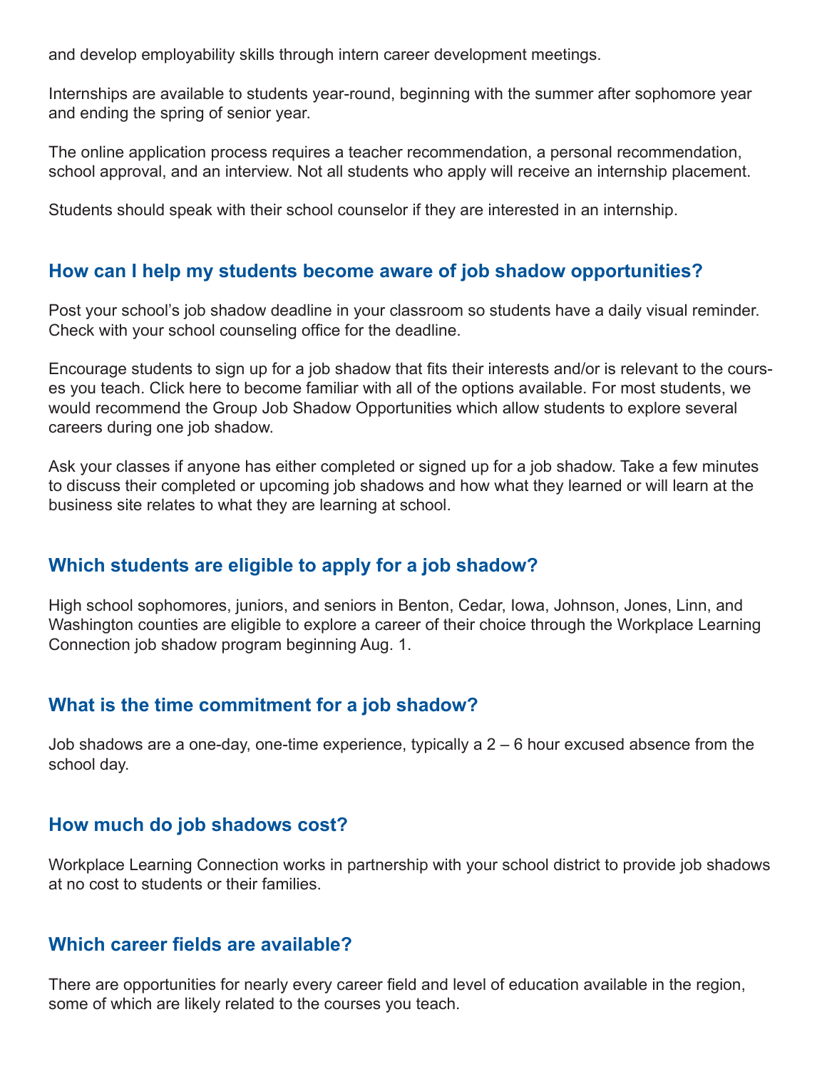and develop employability skills through intern career development meetings.

Internships are available to students year-round, beginning with the summer after sophomore year and ending the spring of senior year.

The online application process requires a teacher recommendation, a personal recommendation, school approval, and an interview. Not all students who apply will receive an internship placement.

Students should speak with their school counselor if they are interested in an internship.

## How can I help my students become aware of job shadow opportunities?

Post your school's job shadow deadline in your classroom so students have a daily visual reminder. Check with your school counseling office for the deadline.

Encourage students to sign up for a job shadow that fits their interests and/or is relevant to the courses you teach. Click here to become familiar with all of the options available. For most students, we would recommend the Group Job Shadow Opportunities which allow students to explore several careers during one job shadow.

Ask your classes if anyone has either completed or signed up for a job shadow. Take a few minutes to discuss their completed or upcoming job shadows and how what they learned or will learn at the business site relates to what they are learning at school.

## Which students are eligible to apply for a job shadow?

High school sophomores, juniors, and seniors in Benton, Cedar, Iowa, Johnson, Jones, Linn, and Washington counties are eligible to explore a career of their choice through the Workplace Learning Connection job shadow program beginning Aug. 1.

## What is the time commitment for a job shadow?

Job shadows are a one-day, one-time experience, typically a 2 – 6 hour excused absence from the school day.

## How much do job shadows cost?

Workplace Learning Connection works in partnership with your school district to provide job shadows at no cost to students or their families.

## Which career fields are available?

There are opportunities for nearly every career field and level of education available in the region, some of which are likely related to the courses you teach.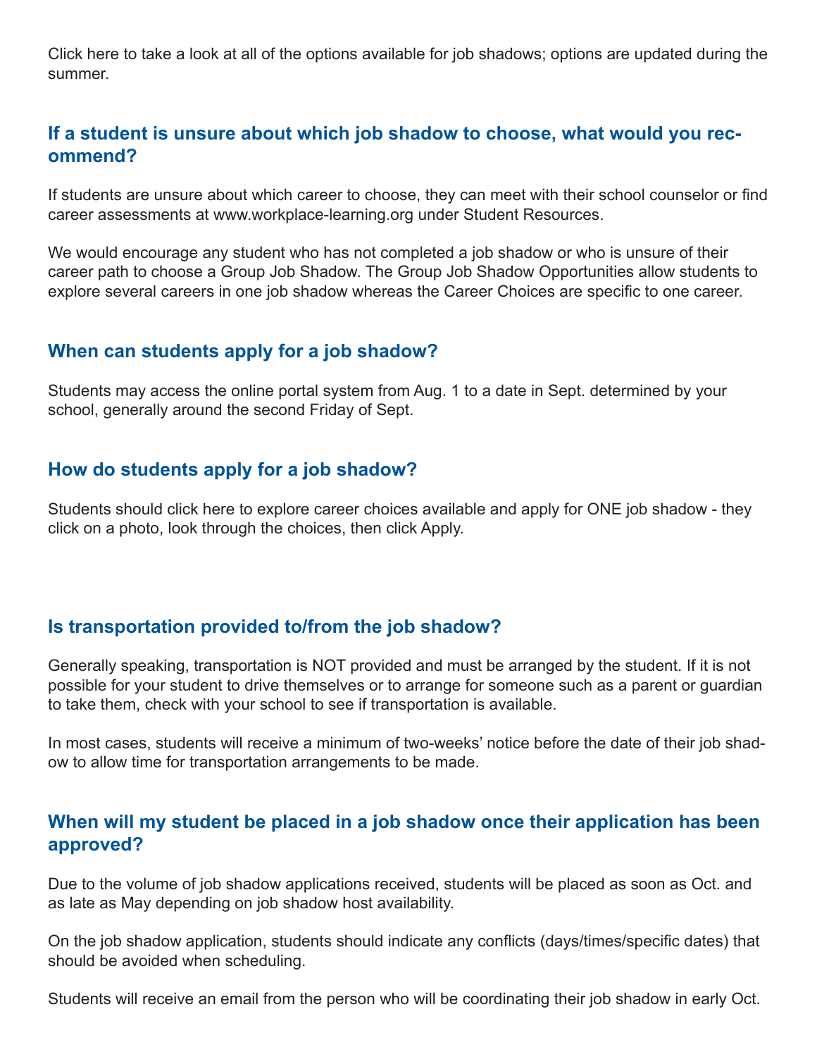Click here to take a look at all of the options available for job shadows; options are updated during the summer.

## If a student is unsure about which job shadow to choose, what would you recommend?

If students are unsure about which career to choose, they can meet with their school counselor or find career assessments at www.workplace-learning.org under Student Resources.

We would encourage any student who has not completed a job shadow or who is unsure of their career path to choose a Group Job Shadow. The Group Job Shadow Opportunities allow students to explore several careers in one job shadow whereas the Career Choices are specific to one career.

## When can students apply for a job shadow?

Students may access the online portal system from Aug. 1 to a date in Sept. determined by your school, generally around the second Friday of Sept.

## How do students apply for a job shadow?

Students should click here to explore career choices available and apply for ONE job shadow - they click on a photo, look through the choices, then click Apply.

## Is transportation provided to/from the job shadow?

Generally speaking, transportation is NOT provided and must be arranged by the student. If it is not possible for your student to drive themselves or to arrange for someone such as a parent or guardian to take them, check with your school to see if transportation is available.

In most cases, students will receive a minimum of two-weeks' notice before the date of their job shadow to allow time for transportation arrangements to be made.

## When will my student be placed in a job shadow once their application has been approved?

Due to the volume of job shadow applications received, students will be placed as soon as Oct. and as late as May depending on job shadow host availability.

On the job shadow application, students should indicate any conflicts (days/times/specific dates) that should be avoided when scheduling.

Students will receive an email from the person who will be coordinating their job shadow in early Oct.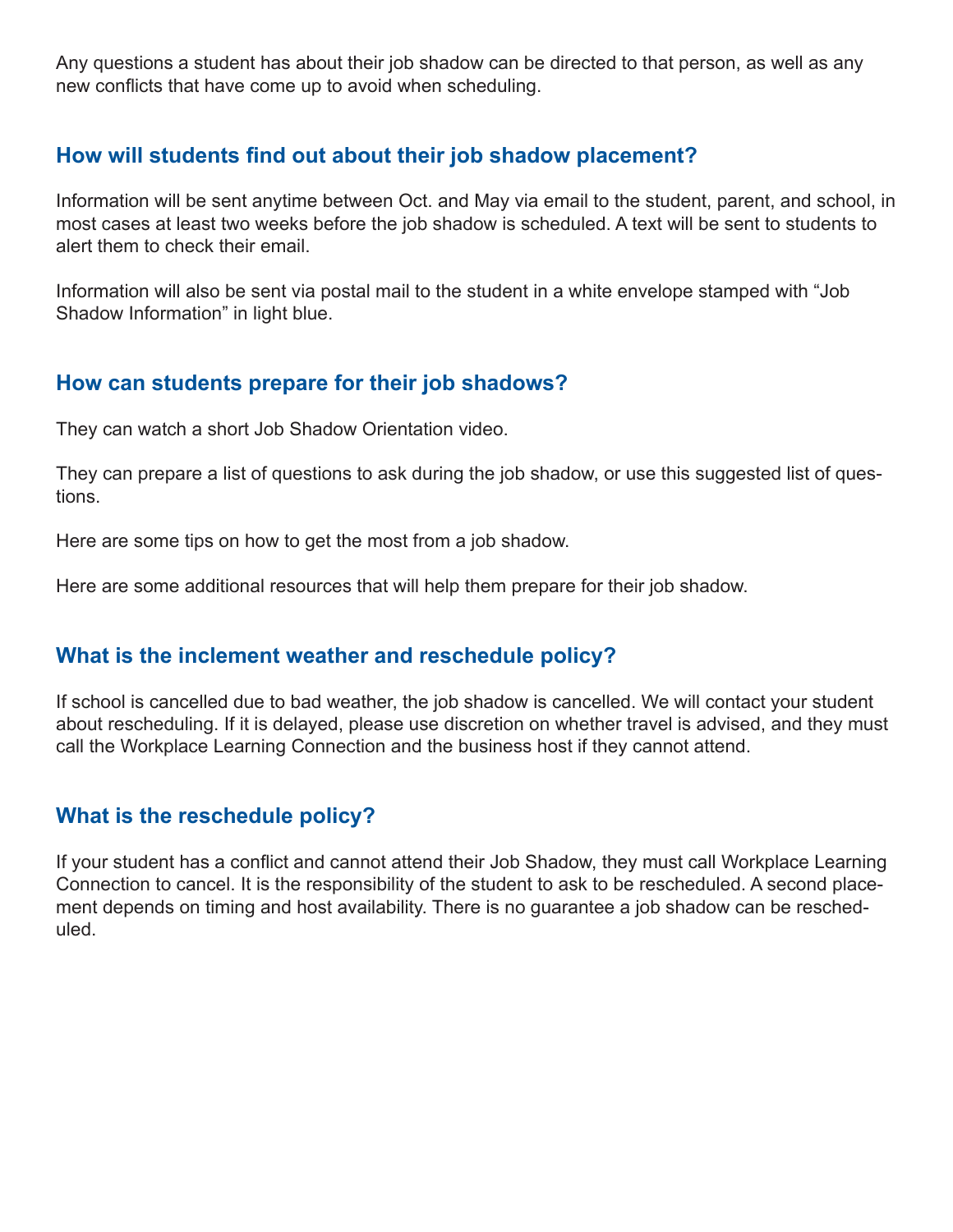Any questions a student has about their job shadow can be directed to that person, as well as any new conflicts that have come up to avoid when scheduling.

## How will students find out about their job shadow placement?

Information will be sent anytime between Oct. and May via email to the student, parent, and school, in most cases at least two weeks before the job shadow is scheduled. A text will be sent to students to alert them to check their email.

Information will also be sent via postal mail to the student in a white envelope stamped with "Job Shadow Information" in light blue.

## How can students prepare for their job shadows?

They can watch a short Job Shadow Orientation video.

They can prepare a list of questions to ask during the job shadow, or use this suggested list of questions.

Here are some tips on how to get the most from a job shadow.

Here are some additional resources that will help them prepare for their job shadow.

## What is the inclement weather and reschedule policy?

If school is cancelled due to bad weather, the job shadow is cancelled. We will contact your student about rescheduling. If it is delayed, please use discretion on whether travel is advised, and they must call the Workplace Learning Connection and the business host if they cannot attend.

## What is the reschedule policy?

If your student has a conflict and cannot attend their Job Shadow, they must call Workplace Learning Connection to cancel. It is the responsibility of the student to ask to be rescheduled. A second placement depends on timing and host availability. There is no guarantee a job shadow can be rescheduled.